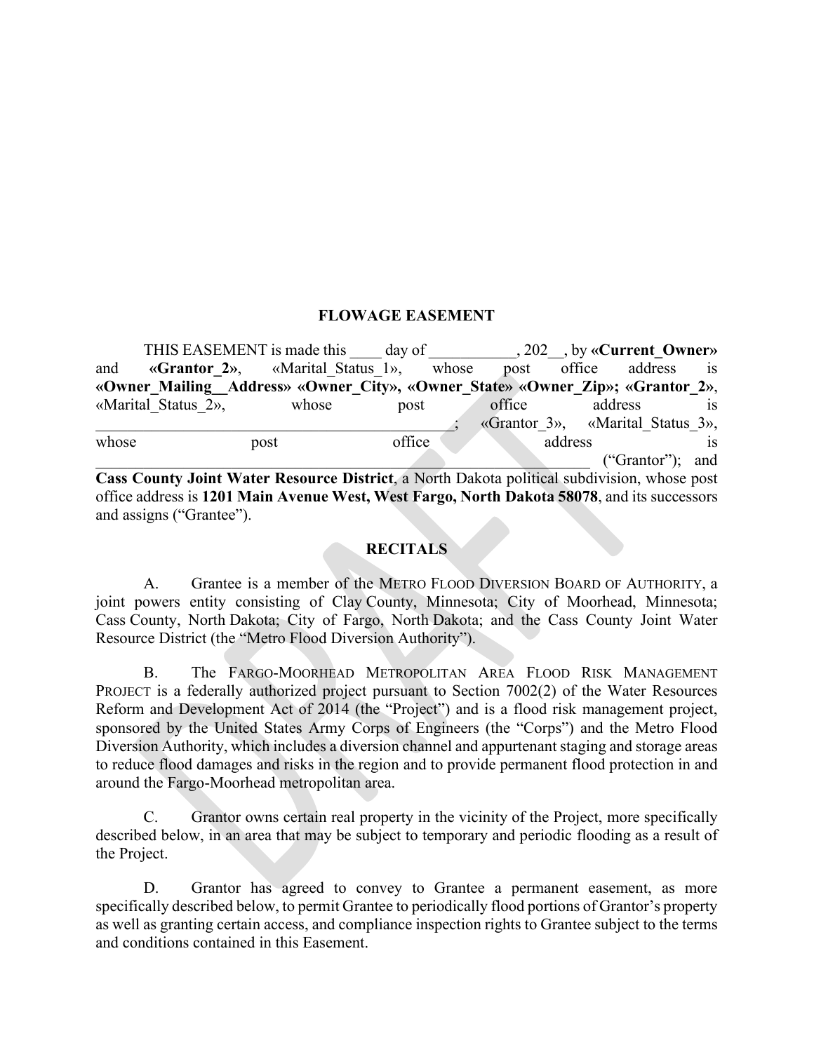# FLOWAGE EASEMENT

THIS EASEMENT is made this ____ day of ___________, 202__, by **«Current_Owner»** and **«Grantor_2»**, «Marital_Status_1», whose post office address is **«Owner_Mailing__Address» «Owner_City», «Owner_State» «Owner_Zip»; «Grantor_2»**, «Marital_Status_2», whose post office address is _____________________________________________; «Grantor_3», «Marital_Status_3», whose post office address is _____________________________________________________________ ("Grantor"); and **Cass County Joint Water Resource District**, a North Dakota political subdivision, whose post office address is **1201 Main Avenue West, West Fargo, North Dakota 58078**, and its successors and assigns ("Grantee").

## RECITALS

A. Grantee is a member of the METRO FLOOD DIVERSION BOARD OF AUTHORITY, a joint powers entity consisting of Clay County, Minnesota; City of Moorhead, Minnesota; Cass County, North Dakota; City of Fargo, North Dakota; and the Cass County Joint Water Resource District (the "Metro Flood Diversion Authority").

B. The FARGO-MOORHEAD METROPOLITAN AREA FLOOD RISK MANAGEMENT PROJECT is a federally authorized project pursuant to Section 7002(2) of the Water Resources Reform and Development Act of 2014 (the "Project") and is a flood risk management project, sponsored by the United States Army Corps of Engineers (the "Corps") and the Metro Flood Diversion Authority, which includes a diversion channel and appurtenant staging and storage areas to reduce flood damages and risks in the region and to provide permanent flood protection in and around the Fargo-Moorhead metropolitan area.

C. Grantor owns certain real property in the vicinity of the Project, more specifically described below, in an area that may be subject to temporary and periodic flooding as a result of the Project.

D. Grantor has agreed to convey to Grantee a permanent easement, as more specifically described below, to permit Grantee to periodically flood portions of Grantor's property as well as granting certain access, and compliance inspection rights to Grantee subject to the terms and conditions contained in this Easement.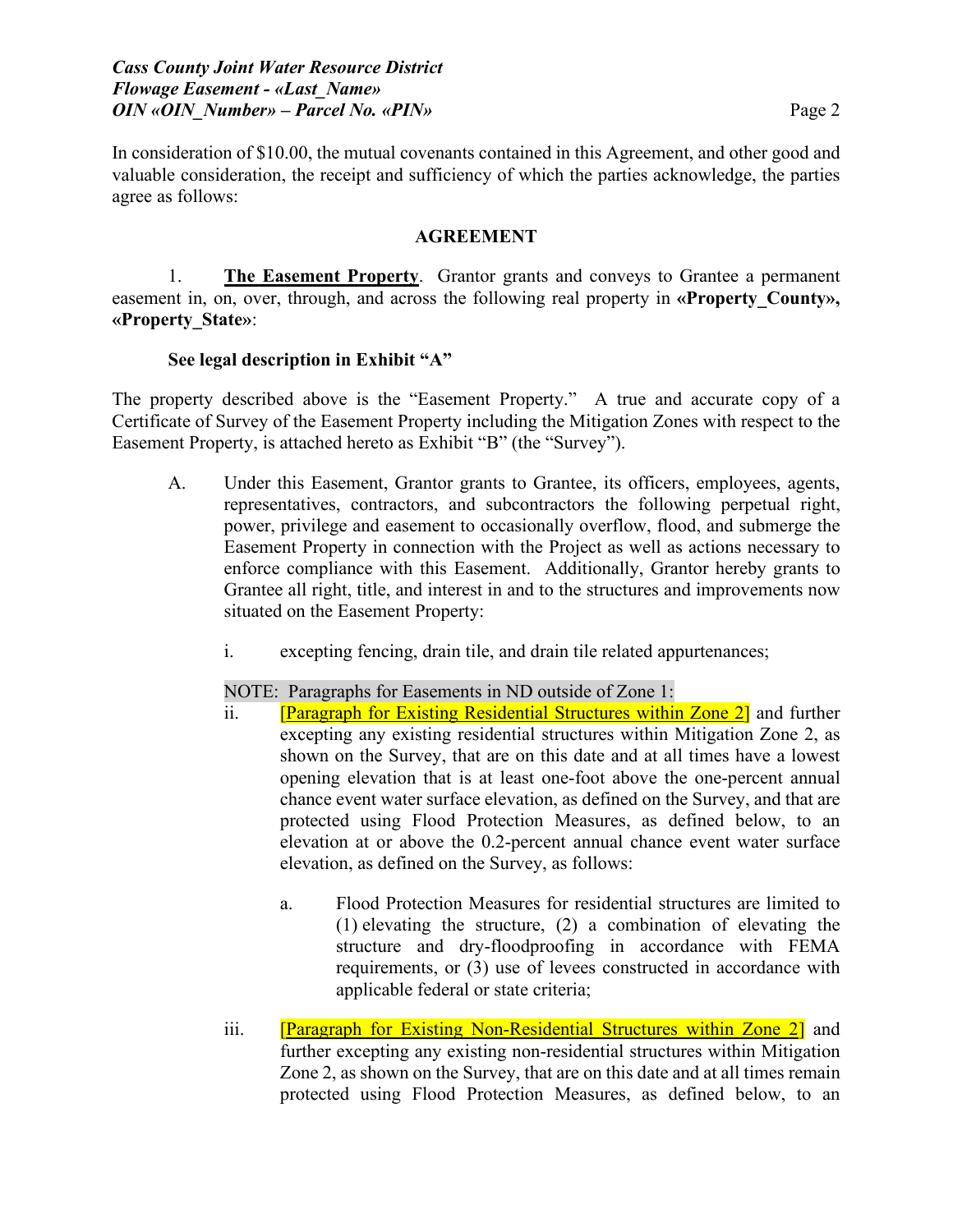In consideration of $10.00, the mutual covenants contained in this Agreement, and other good and valuable consideration, the receipt and sufficiency of which the parties acknowledge, the parties agree as follows:

**AGREEMENT**

1. **The Easement Property**. Grantor grants and conveys to Grantee a permanent easement in, on, over, through, and across the following real property in **«Property_County», «Property_State»**:

**See legal description in Exhibit "A"**

The property described above is the "Easement Property." A true and accurate copy of a Certificate of Survey of the Easement Property including the Mitigation Zones with respect to the Easement Property, is attached hereto as Exhibit "B" (the "Survey").

A. Under this Easement, Grantor grants to Grantee, its officers, employees, agents, representatives, contractors, and subcontractors the following perpetual right, power, privilege and easement to occasionally overflow, flood, and submerge the Easement Property in connection with the Project as well as actions necessary to enforce compliance with this Easement. Additionally, Grantor hereby grants to Grantee all right, title, and interest in and to the structures and improvements now situated on the Easement Property:

i. excepting fencing, drain tile, and drain tile related appurtenances;

NOTE: Paragraphs for Easements in ND outside of Zone 1:

ii. [Paragraph for Existing Residential Structures within Zone 2] and further excepting any existing residential structures within Mitigation Zone 2, as shown on the Survey, that are on this date and at all times have a lowest opening elevation that is at least one-foot above the one-percent annual chance event water surface elevation, as defined on the Survey, and that are protected using Flood Protection Measures, as defined below, to an elevation at or above the 0.2-percent annual chance event water surface elevation, as defined on the Survey, as follows:

a. Flood Protection Measures for residential structures are limited to (1) elevating the structure, (2) a combination of elevating the structure and dry-floodproofing in accordance with FEMA requirements, or (3) use of levees constructed in accordance with applicable federal or state criteria;

iii. [Paragraph for Existing Non-Residential Structures within Zone 2] and further excepting any existing non-residential structures within Mitigation Zone 2, as shown on the Survey, that are on this date and at all times remain protected using Flood Protection Measures, as defined below, to an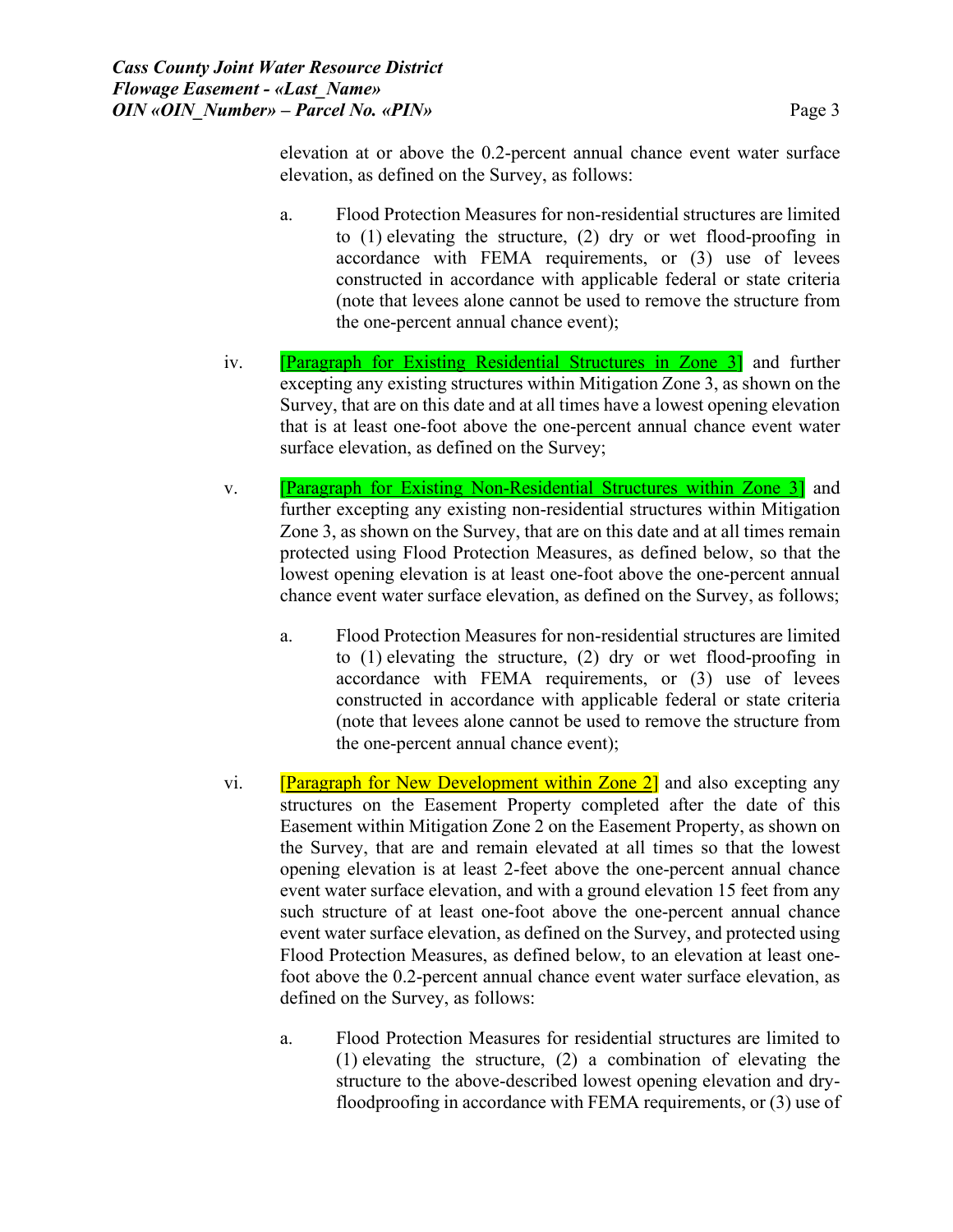elevation at or above the 0.2-percent annual chance event water surface elevation, as defined on the Survey, as follows:

a. Flood Protection Measures for non-residential structures are limited to (1) elevating the structure, (2) dry or wet flood-proofing in accordance with FEMA requirements, or (3) use of levees constructed in accordance with applicable federal or state criteria (note that levees alone cannot be used to remove the structure from the one-percent annual chance event);

iv. [Paragraph for Existing Residential Structures in Zone 3] and further excepting any existing structures within Mitigation Zone 3, as shown on the Survey, that are on this date and at all times have a lowest opening elevation that is at least one-foot above the one-percent annual chance event water surface elevation, as defined on the Survey;

v. [Paragraph for Existing Non-Residential Structures within Zone 3] and further excepting any existing non-residential structures within Mitigation Zone 3, as shown on the Survey, that are on this date and at all times remain protected using Flood Protection Measures, as defined below, so that the lowest opening elevation is at least one-foot above the one-percent annual chance event water surface elevation, as defined on the Survey, as follows;

a. Flood Protection Measures for non-residential structures are limited to (1) elevating the structure, (2) dry or wet flood-proofing in accordance with FEMA requirements, or (3) use of levees constructed in accordance with applicable federal or state criteria (note that levees alone cannot be used to remove the structure from the one-percent annual chance event);

vi. [Paragraph for New Development within Zone 2] and also excepting any structures on the Easement Property completed after the date of this Easement within Mitigation Zone 2 on the Easement Property, as shown on the Survey, that are and remain elevated at all times so that the lowest opening elevation is at least 2-feet above the one-percent annual chance event water surface elevation, and with a ground elevation 15 feet from any such structure of at least one-foot above the one-percent annual chance event water surface elevation, as defined on the Survey, and protected using Flood Protection Measures, as defined below, to an elevation at least one-foot above the 0.2-percent annual chance event water surface elevation, as defined on the Survey, as follows:

a. Flood Protection Measures for residential structures are limited to (1) elevating the structure, (2) a combination of elevating the structure to the above-described lowest opening elevation and dry-floodproofing in accordance with FEMA requirements, or (3) use of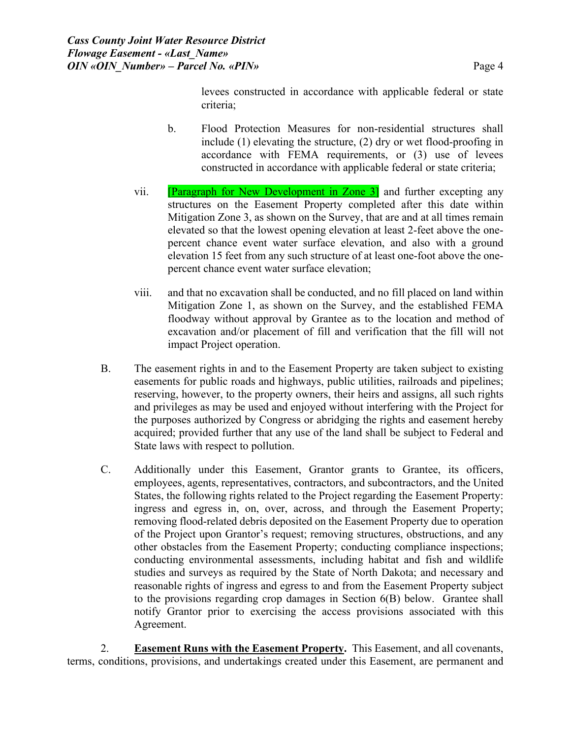levees constructed in accordance with applicable federal or state criteria;

b. Flood Protection Measures for non-residential structures shall include (1) elevating the structure, (2) dry or wet flood-proofing in accordance with FEMA requirements, or (3) use of levees constructed in accordance with applicable federal or state criteria;

vii. [Paragraph for New Development in Zone 3] and further excepting any structures on the Easement Property completed after this date within Mitigation Zone 3, as shown on the Survey, that are and at all times remain elevated so that the lowest opening elevation at least 2-feet above the one-percent chance event water surface elevation, and also with a ground elevation 15 feet from any such structure of at least one-foot above the one-percent chance event water surface elevation;

viii. and that no excavation shall be conducted, and no fill placed on land within Mitigation Zone 1, as shown on the Survey, and the established FEMA floodway without approval by Grantee as to the location and method of excavation and/or placement of fill and verification that the fill will not impact Project operation.

B. The easement rights in and to the Easement Property are taken subject to existing easements for public roads and highways, public utilities, railroads and pipelines; reserving, however, to the property owners, their heirs and assigns, all such rights and privileges as may be used and enjoyed without interfering with the Project for the purposes authorized by Congress or abridging the rights and easement hereby acquired; provided further that any use of the land shall be subject to Federal and State laws with respect to pollution.

C. Additionally under this Easement, Grantor grants to Grantee, its officers, employees, agents, representatives, contractors, and subcontractors, and the United States, the following rights related to the Project regarding the Easement Property: ingress and egress in, on, over, across, and through the Easement Property; removing flood-related debris deposited on the Easement Property due to operation of the Project upon Grantor's request; removing structures, obstructions, and any other obstacles from the Easement Property; conducting compliance inspections; conducting environmental assessments, including habitat and fish and wildlife studies and surveys as required by the State of North Dakota; and necessary and reasonable rights of ingress and egress to and from the Easement Property subject to the provisions regarding crop damages in Section 6(B) below. Grantee shall notify Grantor prior to exercising the access provisions associated with this Agreement.

2. **Easement Runs with the Easement Property.** This Easement, and all covenants, terms, conditions, provisions, and undertakings created under this Easement, are permanent and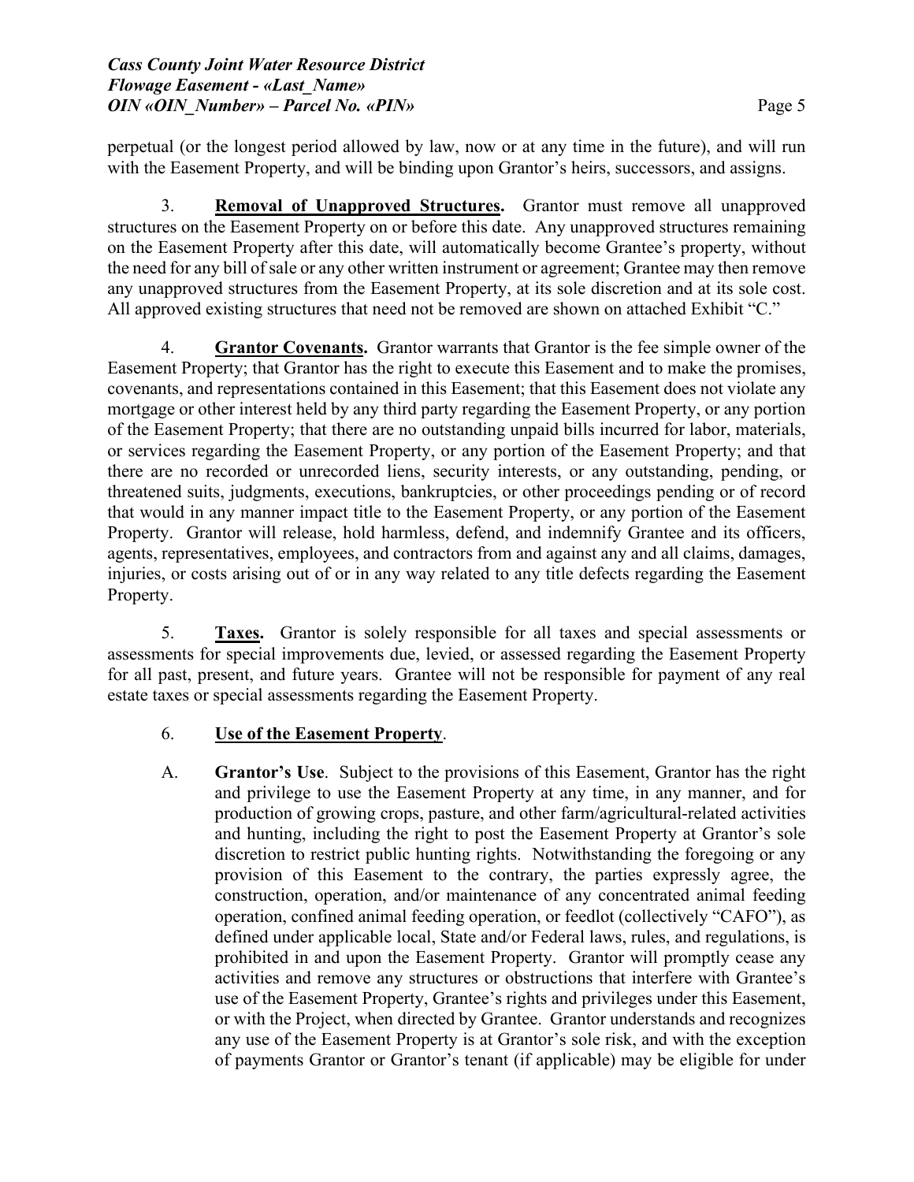perpetual (or the longest period allowed by law, now or at any time in the future), and will run with the Easement Property, and will be binding upon Grantor's heirs, successors, and assigns.

3. **Removal of Unapproved Structures.** Grantor must remove all unapproved structures on the Easement Property on or before this date. Any unapproved structures remaining on the Easement Property after this date, will automatically become Grantee's property, without the need for any bill of sale or any other written instrument or agreement; Grantee may then remove any unapproved structures from the Easement Property, at its sole discretion and at its sole cost. All approved existing structures that need not be removed are shown on attached Exhibit "C."

4. **Grantor Covenants.** Grantor warrants that Grantor is the fee simple owner of the Easement Property; that Grantor has the right to execute this Easement and to make the promises, covenants, and representations contained in this Easement; that this Easement does not violate any mortgage or other interest held by any third party regarding the Easement Property, or any portion of the Easement Property; that there are no outstanding unpaid bills incurred for labor, materials, or services regarding the Easement Property, or any portion of the Easement Property; and that there are no recorded or unrecorded liens, security interests, or any outstanding, pending, or threatened suits, judgments, executions, bankruptcies, or other proceedings pending or of record that would in any manner impact title to the Easement Property, or any portion of the Easement Property. Grantor will release, hold harmless, defend, and indemnify Grantee and its officers, agents, representatives, employees, and contractors from and against any and all claims, damages, injuries, or costs arising out of or in any way related to any title defects regarding the Easement Property.

5. **Taxes.** Grantor is solely responsible for all taxes and special assessments or assessments for special improvements due, levied, or assessed regarding the Easement Property for all past, present, and future years. Grantee will not be responsible for payment of any real estate taxes or special assessments regarding the Easement Property.

6. **Use of the Easement Property**.

A. **Grantor's Use**. Subject to the provisions of this Easement, Grantor has the right and privilege to use the Easement Property at any time, in any manner, and for production of growing crops, pasture, and other farm/agricultural-related activities and hunting, including the right to post the Easement Property at Grantor's sole discretion to restrict public hunting rights. Notwithstanding the foregoing or any provision of this Easement to the contrary, the parties expressly agree, the construction, operation, and/or maintenance of any concentrated animal feeding operation, confined animal feeding operation, or feedlot (collectively "CAFO"), as defined under applicable local, State and/or Federal laws, rules, and regulations, is prohibited in and upon the Easement Property. Grantor will promptly cease any activities and remove any structures or obstructions that interfere with Grantee's use of the Easement Property, Grantee's rights and privileges under this Easement, or with the Project, when directed by Grantee. Grantor understands and recognizes any use of the Easement Property is at Grantor's sole risk, and with the exception of payments Grantor or Grantor's tenant (if applicable) may be eligible for under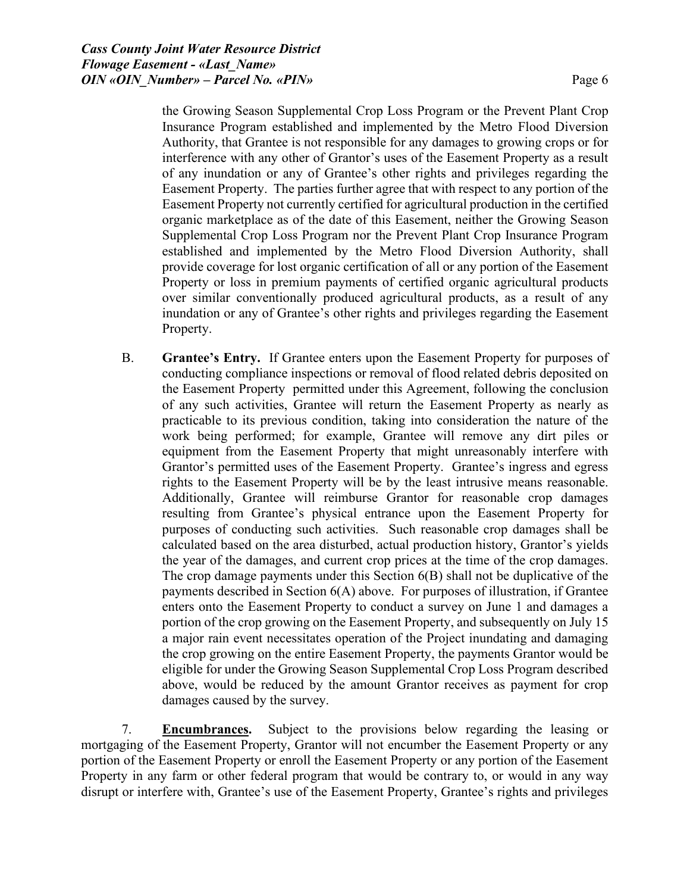the Growing Season Supplemental Crop Loss Program or the Prevent Plant Crop Insurance Program established and implemented by the Metro Flood Diversion Authority, that Grantee is not responsible for any damages to growing crops or for interference with any other of Grantor's uses of the Easement Property as a result of any inundation or any of Grantee's other rights and privileges regarding the Easement Property. The parties further agree that with respect to any portion of the Easement Property not currently certified for agricultural production in the certified organic marketplace as of the date of this Easement, neither the Growing Season Supplemental Crop Loss Program nor the Prevent Plant Crop Insurance Program established and implemented by the Metro Flood Diversion Authority, shall provide coverage for lost organic certification of all or any portion of the Easement Property or loss in premium payments of certified organic agricultural products over similar conventionally produced agricultural products, as a result of any inundation or any of Grantee's other rights and privileges regarding the Easement Property.

B. **Grantee's Entry.** If Grantee enters upon the Easement Property for purposes of conducting compliance inspections or removal of flood related debris deposited on the Easement Property permitted under this Agreement, following the conclusion of any such activities, Grantee will return the Easement Property as nearly as practicable to its previous condition, taking into consideration the nature of the work being performed; for example, Grantee will remove any dirt piles or equipment from the Easement Property that might unreasonably interfere with Grantor's permitted uses of the Easement Property. Grantee's ingress and egress rights to the Easement Property will be by the least intrusive means reasonable. Additionally, Grantee will reimburse Grantor for reasonable crop damages resulting from Grantee's physical entrance upon the Easement Property for purposes of conducting such activities. Such reasonable crop damages shall be calculated based on the area disturbed, actual production history, Grantor's yields the year of the damages, and current crop prices at the time of the crop damages. The crop damage payments under this Section 6(B) shall not be duplicative of the payments described in Section 6(A) above. For purposes of illustration, if Grantee enters onto the Easement Property to conduct a survey on June 1 and damages a portion of the crop growing on the Easement Property, and subsequently on July 15 a major rain event necessitates operation of the Project inundating and damaging the crop growing on the entire Easement Property, the payments Grantor would be eligible for under the Growing Season Supplemental Crop Loss Program described above, would be reduced by the amount Grantor receives as payment for crop damages caused by the survey.

7. **Encumbrances.** Subject to the provisions below regarding the leasing or mortgaging of the Easement Property, Grantor will not encumber the Easement Property or any portion of the Easement Property or enroll the Easement Property or any portion of the Easement Property in any farm or other federal program that would be contrary to, or would in any way disrupt or interfere with, Grantee's use of the Easement Property, Grantee's rights and privileges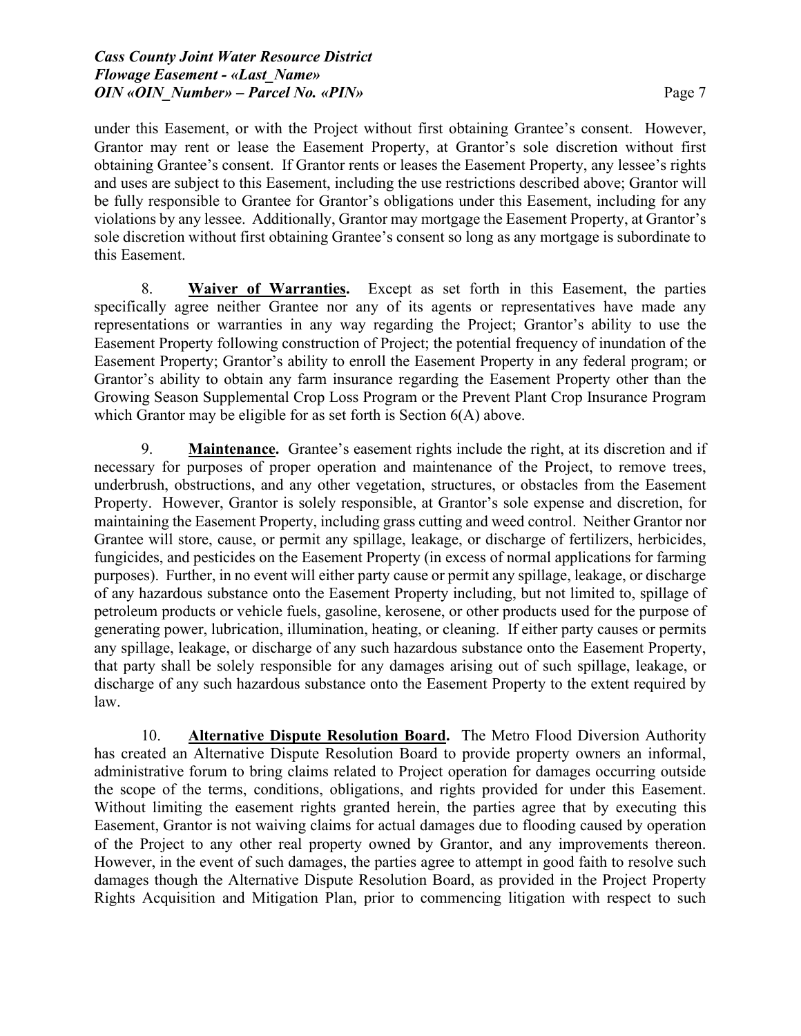under this Easement, or with the Project without first obtaining Grantee's consent. However, Grantor may rent or lease the Easement Property, at Grantor's sole discretion without first obtaining Grantee's consent. If Grantor rents or leases the Easement Property, any lessee's rights and uses are subject to this Easement, including the use restrictions described above; Grantor will be fully responsible to Grantee for Grantor's obligations under this Easement, including for any violations by any lessee. Additionally, Grantor may mortgage the Easement Property, at Grantor's sole discretion without first obtaining Grantee's consent so long as any mortgage is subordinate to this Easement.

8. **Waiver of Warranties.** Except as set forth in this Easement, the parties specifically agree neither Grantee nor any of its agents or representatives have made any representations or warranties in any way regarding the Project; Grantor's ability to use the Easement Property following construction of Project; the potential frequency of inundation of the Easement Property; Grantor's ability to enroll the Easement Property in any federal program; or Grantor's ability to obtain any farm insurance regarding the Easement Property other than the Growing Season Supplemental Crop Loss Program or the Prevent Plant Crop Insurance Program which Grantor may be eligible for as set forth is Section 6(A) above.

9. **Maintenance.** Grantee's easement rights include the right, at its discretion and if necessary for purposes of proper operation and maintenance of the Project, to remove trees, underbrush, obstructions, and any other vegetation, structures, or obstacles from the Easement Property. However, Grantor is solely responsible, at Grantor's sole expense and discretion, for maintaining the Easement Property, including grass cutting and weed control. Neither Grantor nor Grantee will store, cause, or permit any spillage, leakage, or discharge of fertilizers, herbicides, fungicides, and pesticides on the Easement Property (in excess of normal applications for farming purposes). Further, in no event will either party cause or permit any spillage, leakage, or discharge of any hazardous substance onto the Easement Property including, but not limited to, spillage of petroleum products or vehicle fuels, gasoline, kerosene, or other products used for the purpose of generating power, lubrication, illumination, heating, or cleaning. If either party causes or permits any spillage, leakage, or discharge of any such hazardous substance onto the Easement Property, that party shall be solely responsible for any damages arising out of such spillage, leakage, or discharge of any such hazardous substance onto the Easement Property to the extent required by law.

10. **Alternative Dispute Resolution Board.** The Metro Flood Diversion Authority has created an Alternative Dispute Resolution Board to provide property owners an informal, administrative forum to bring claims related to Project operation for damages occurring outside the scope of the terms, conditions, obligations, and rights provided for under this Easement. Without limiting the easement rights granted herein, the parties agree that by executing this Easement, Grantor is not waiving claims for actual damages due to flooding caused by operation of the Project to any other real property owned by Grantor, and any improvements thereon. However, in the event of such damages, the parties agree to attempt in good faith to resolve such damages though the Alternative Dispute Resolution Board, as provided in the Project Property Rights Acquisition and Mitigation Plan, prior to commencing litigation with respect to such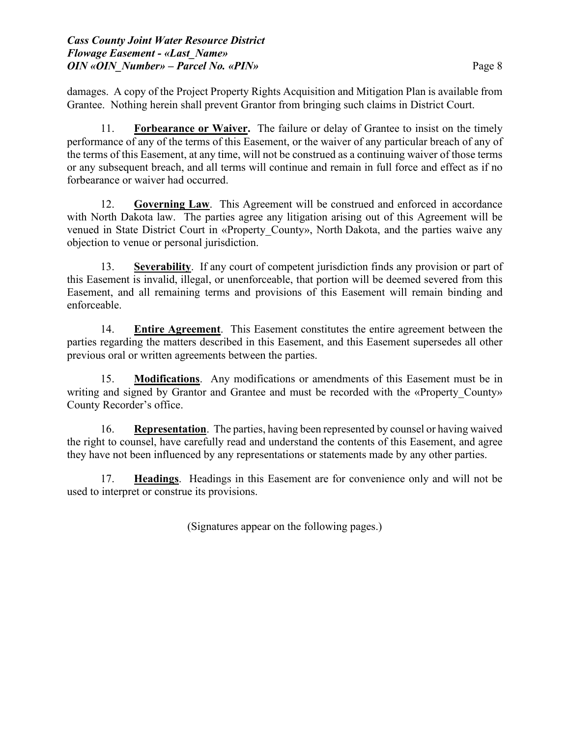damages. A copy of the Project Property Rights Acquisition and Mitigation Plan is available from Grantee. Nothing herein shall prevent Grantor from bringing such claims in District Court.

11. **Forbearance or Waiver.** The failure or delay of Grantee to insist on the timely performance of any of the terms of this Easement, or the waiver of any particular breach of any of the terms of this Easement, at any time, will not be construed as a continuing waiver of those terms or any subsequent breach, and all terms will continue and remain in full force and effect as if no forbearance or waiver had occurred.

12. **Governing Law**. This Agreement will be construed and enforced in accordance with North Dakota law. The parties agree any litigation arising out of this Agreement will be venued in State District Court in «Property_County», North Dakota, and the parties waive any objection to venue or personal jurisdiction.

13. **Severability**. If any court of competent jurisdiction finds any provision or part of this Easement is invalid, illegal, or unenforceable, that portion will be deemed severed from this Easement, and all remaining terms and provisions of this Easement will remain binding and enforceable.

14. **Entire Agreement**. This Easement constitutes the entire agreement between the parties regarding the matters described in this Easement, and this Easement supersedes all other previous oral or written agreements between the parties.

15. **Modifications**. Any modifications or amendments of this Easement must be in writing and signed by Grantor and Grantee and must be recorded with the «Property_County» County Recorder's office.

16. **Representation**. The parties, having been represented by counsel or having waived the right to counsel, have carefully read and understand the contents of this Easement, and agree they have not been influenced by any representations or statements made by any other parties.

17. **Headings**. Headings in this Easement are for convenience only and will not be used to interpret or construe its provisions.

(Signatures appear on the following pages.)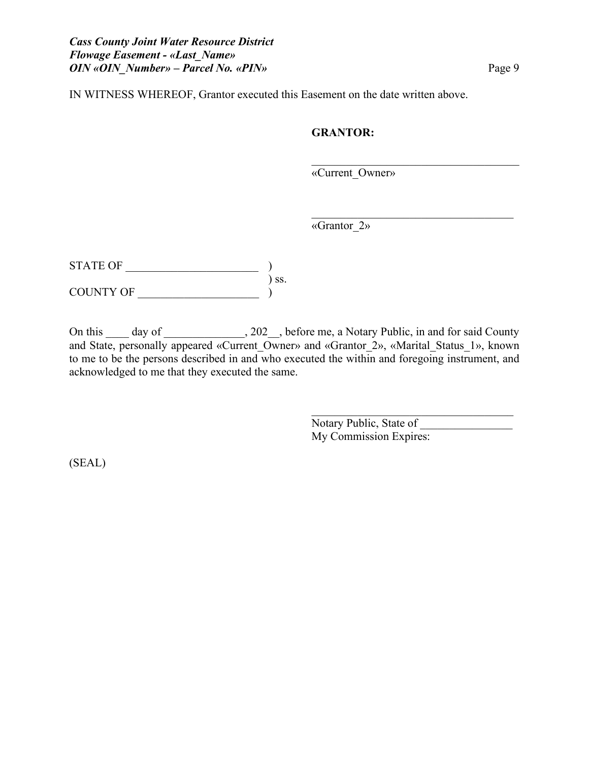IN WITNESS WHEREOF, Grantor executed this Easement on the date written above.

**GRANTOR:**

_____________________________________
«Current_Owner»

_____________________________________
«Grantor_2»

STATE OF _______________________ )
) ss.
COUNTY OF _____________________ )

On this ____ day of ______________, 202__, before me, a Notary Public, in and for said County and State, personally appeared «Current_Owner» and «Grantor_2», «Marital_Status_1», known to me to be the persons described in and who executed the within and foregoing instrument, and acknowledged to me that they executed the same.

_____________________________________
Notary Public, State of ________________
My Commission Expires:

(SEAL)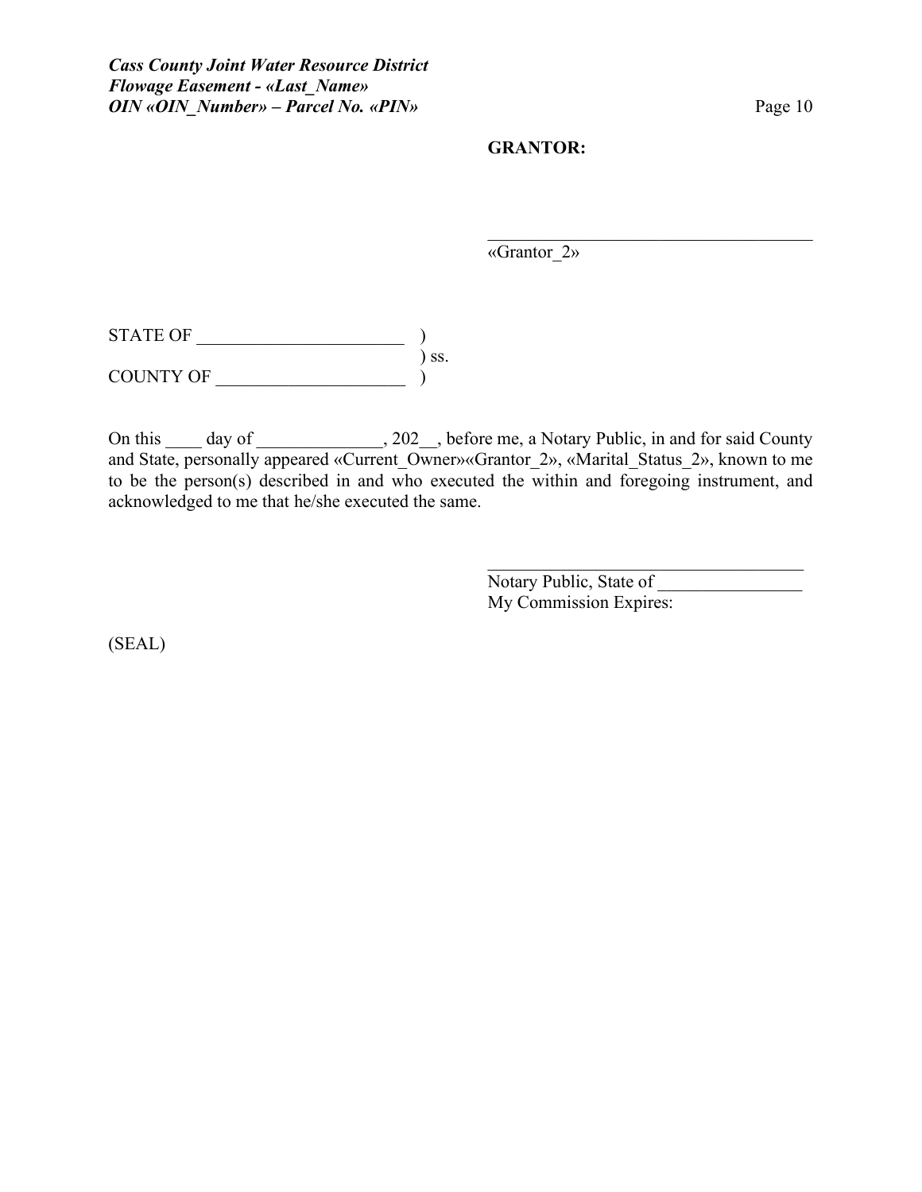**GRANTOR:**

_____________________________________
«Grantor_2»

STATE OF _______________________ )
) ss.
COUNTY OF _____________________ )

On this ____ day of ______________, 202__, before me, a Notary Public, in and for said County and State, personally appeared «Current_Owner»«Grantor_2», «Marital_Status_2», known to me to be the person(s) described in and who executed the within and foregoing instrument, and acknowledged to me that he/she executed the same.

____________________________________
Notary Public, State of ________________
My Commission Expires:

(SEAL)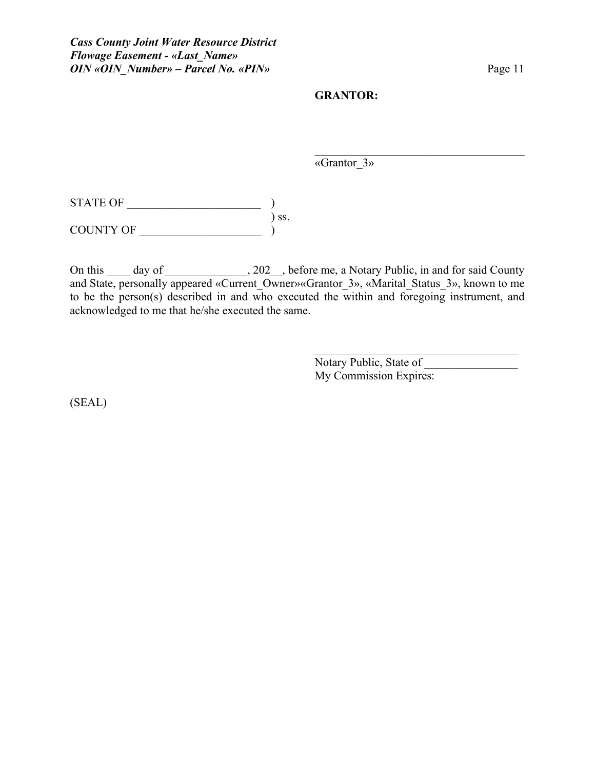**GRANTOR:**

\_\_\_\_\_\_\_\_\_\_\_\_\_\_\_\_\_\_\_\_\_\_\_\_\_\_\_\_\_\_\_\_\_\_\_\_\_\_
«Grantor_3»

STATE OF \_\_\_\_\_\_\_\_\_\_\_\_\_\_\_\_\_\_\_\_\_\_\_\_ )
) ss.
COUNTY OF \_\_\_\_\_\_\_\_\_\_\_\_\_\_\_\_\_\_\_\_\_ )

On this \_\_\_\_ day of \_\_\_\_\_\_\_\_\_\_\_\_\_\_, 202\_\_, before me, a Notary Public, in and for said County and State, personally appeared «Current_Owner»«Grantor_3», «Marital_Status_3», known to me to be the person(s) described in and who executed the within and foregoing instrument, and acknowledged to me that he/she executed the same.

\_\_\_\_\_\_\_\_\_\_\_\_\_\_\_\_\_\_\_\_\_\_\_\_\_\_\_\_\_\_\_\_\_\_\_\_\_\_
Notary Public, State of \_\_\_\_\_\_\_\_\_\_\_\_\_\_\_\_
My Commission Expires:

(SEAL)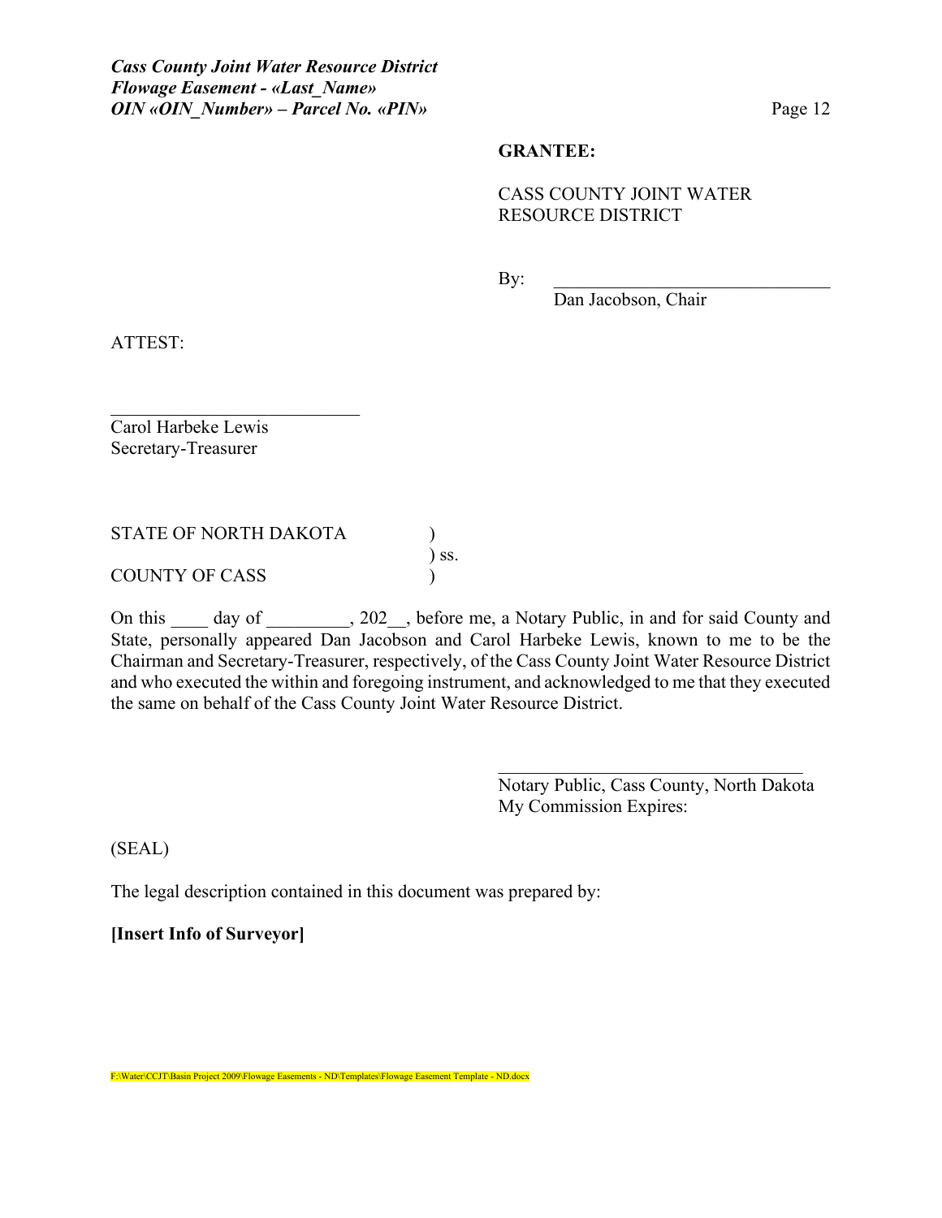**GRANTEE:**

CASS COUNTY JOINT WATER RESOURCE DISTRICT

By: ______________________________
Dan Jacobson, Chair

ATTEST:

___________________________
Carol Harbeke Lewis
Secretary-Treasurer

STATE OF NORTH DAKOTA )
) ss.
COUNTY OF CASS )

On this ____ day of _________, 202__, before me, a Notary Public, in and for said County and State, personally appeared Dan Jacobson and Carol Harbeke Lewis, known to me to be the Chairman and Secretary-Treasurer, respectively, of the Cass County Joint Water Resource District and who executed the within and foregoing instrument, and acknowledged to me that they executed the same on behalf of the Cass County Joint Water Resource District.

__________________________________
Notary Public, Cass County, North Dakota
My Commission Expires:

(SEAL)

The legal description contained in this document was prepared by:

**[Insert Info of Surveyor]**

F:\Water\CCJT\Basin Project 2009\Flowage Easements - ND\Templates\Flowage Easement Template - ND.docx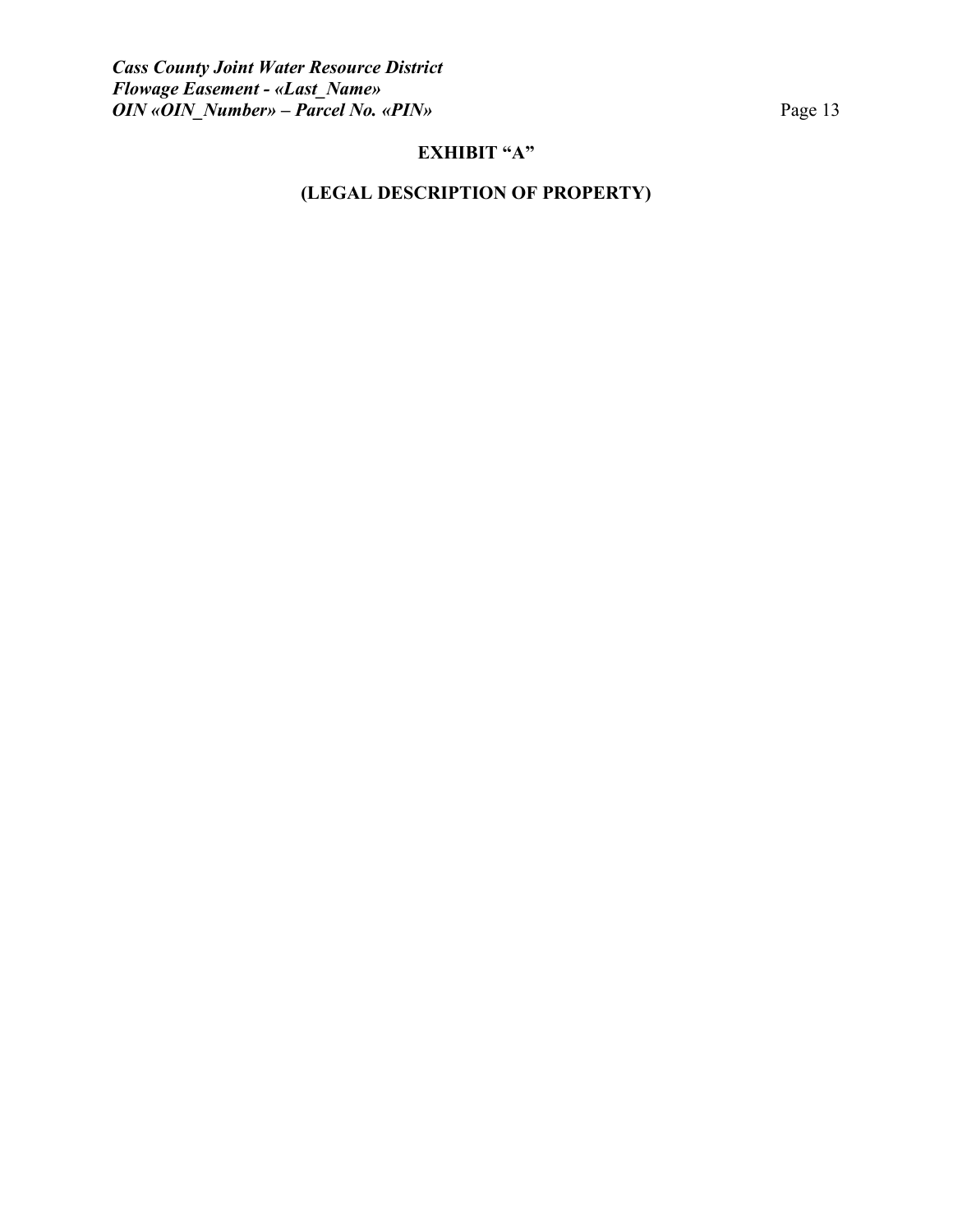# EXHIBIT "A"

## (LEGAL DESCRIPTION OF PROPERTY)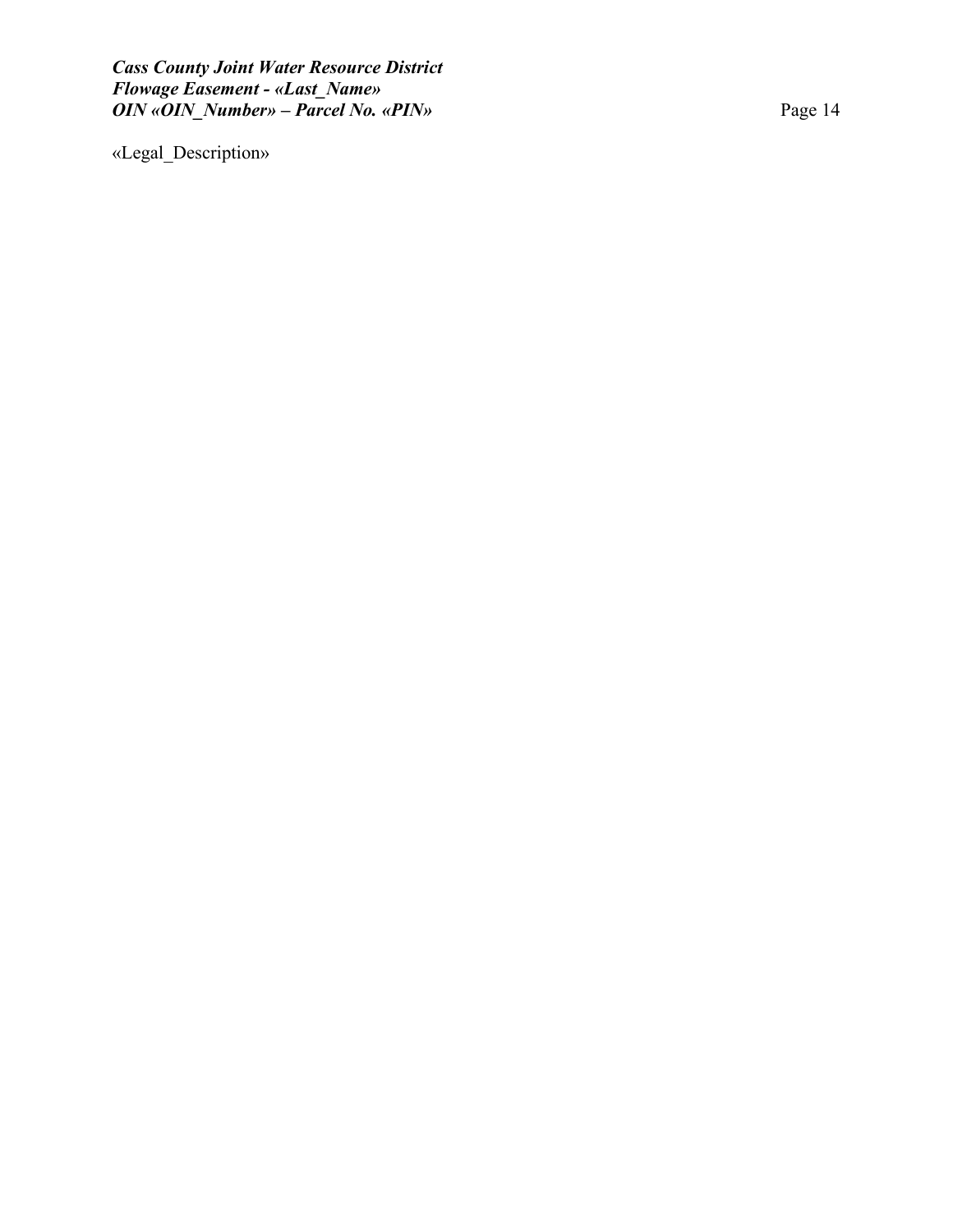«Legal_Description»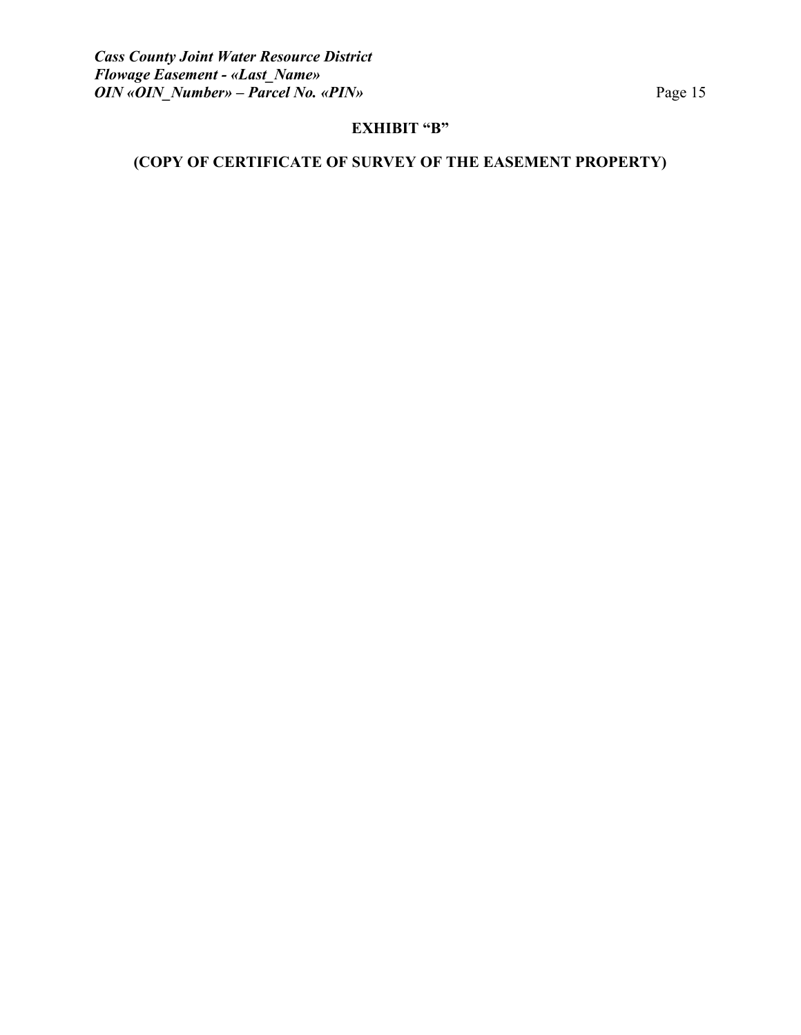**EXHIBIT "B"**

**(COPY OF CERTIFICATE OF SURVEY OF THE EASEMENT PROPERTY)**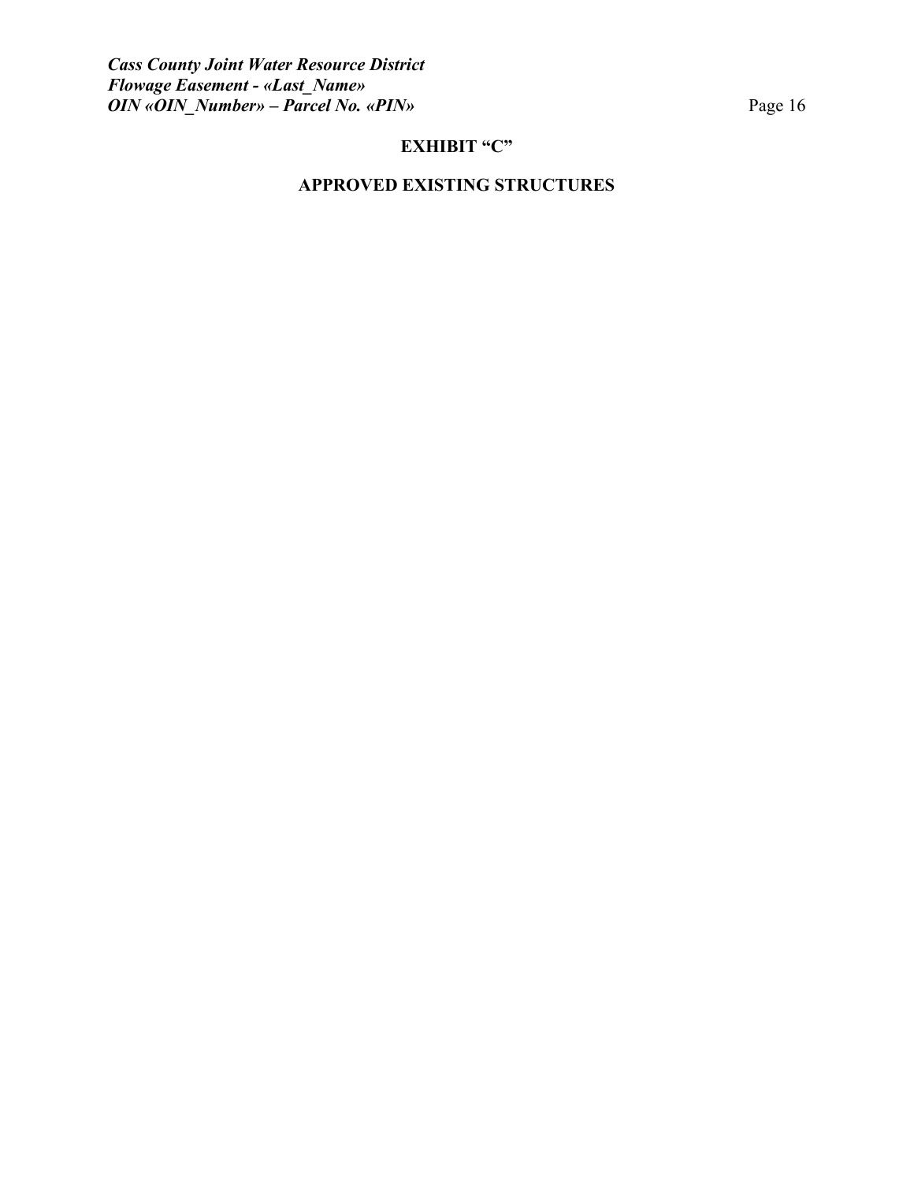**EXHIBIT "C"**

**APPROVED EXISTING STRUCTURES**